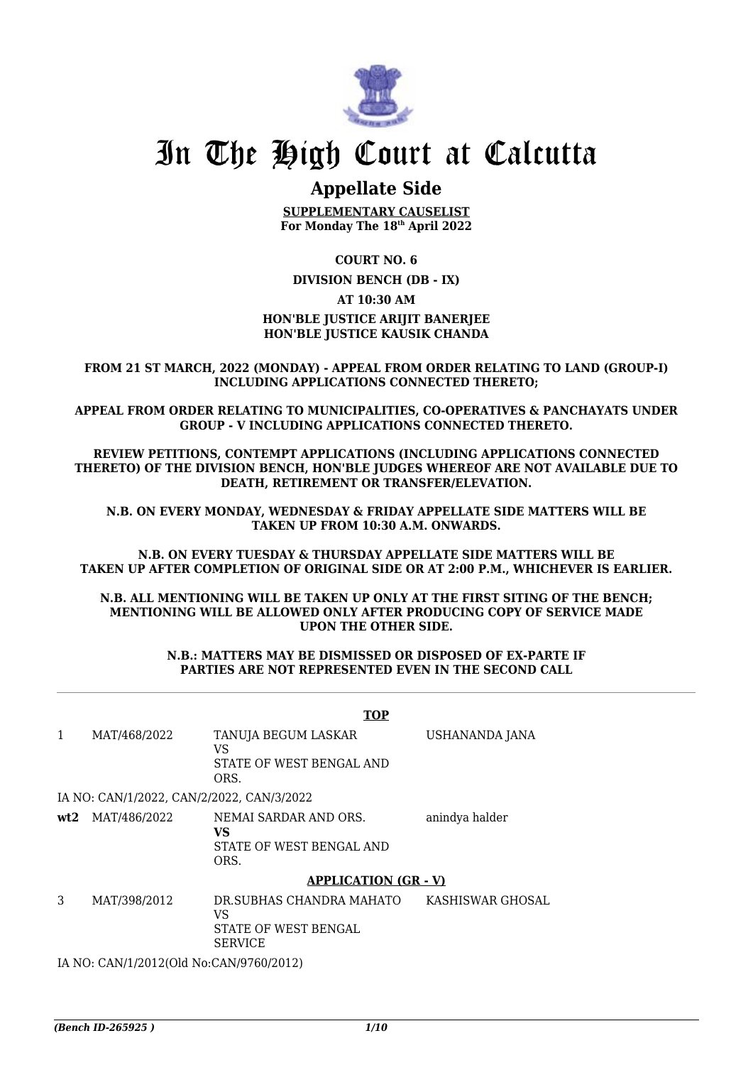# In The High Court at Calcutta

## Appellate Side

**SUPPLEMENTARY CAUSELIST**
**For Monday The 18th April 2022**

**COURT NO. 6**

**DIVISION BENCH (DB - IX)**

**AT 10:30 AM**

**HON'BLE JUSTICE ARIJIT BANERJEE**
**HON'BLE JUSTICE KAUSIK CHANDA**

**FROM 21 ST MARCH, 2022 (MONDAY) - APPEAL FROM ORDER RELATING TO LAND (GROUP-I) INCLUDING APPLICATIONS CONNECTED THERETO;**

**APPEAL FROM ORDER RELATING TO MUNICIPALITIES, CO-OPERATIVES & PANCHAYATS UNDER GROUP - V INCLUDING APPLICATIONS CONNECTED THERETO.**

**REVIEW PETITIONS, CONTEMPT APPLICATIONS (INCLUDING APPLICATIONS CONNECTED THERETO) OF THE DIVISION BENCH, HON'BLE JUDGES WHEREOF ARE NOT AVAILABLE DUE TO DEATH, RETIREMENT OR TRANSFER/ELEVATION.**

**N.B. ON EVERY MONDAY, WEDNESDAY & FRIDAY APPELLATE SIDE MATTERS WILL BE TAKEN UP FROM 10:30 A.M. ONWARDS.**

**N.B. ON EVERY TUESDAY & THURSDAY APPELLATE SIDE MATTERS WILL BE TAKEN UP AFTER COMPLETION OF ORIGINAL SIDE OR AT 2:00 P.M., WHICHEVER IS EARLIER.**

**N.B. ALL MENTIONING WILL BE TAKEN UP ONLY AT THE FIRST SITING OF THE BENCH; MENTIONING WILL BE ALLOWED ONLY AFTER PRODUCING COPY OF SERVICE MADE UPON THE OTHER SIDE.**

**N.B.: MATTERS MAY BE DISMISSED OR DISPOSED OF EX-PARTE IF PARTIES ARE NOT REPRESENTED EVEN IN THE SECOND CALL**

**TOP**

| | | | |
|---|---|---|---|
| 1 | MAT/468/2022 | TANUJA BEGUM LASKAR<br>VS<br>STATE OF WEST BENGAL AND ORS. | USHANANDA JANA |

IA NO: CAN/1/2022, CAN/2/2022, CAN/3/2022

| | | | |
|---|---|---|---|
| **wt2** | MAT/486/2022 | NEMAI SARDAR AND ORS.<br>**VS**<br>STATE OF WEST BENGAL AND ORS. | anindya halder |

**APPLICATION (GR - V)**

| | | | |
|---|---|---|---|
| 3 | MAT/398/2012 | DR.SUBHAS CHANDRA MAHATO<br>VS<br>STATE OF WEST BENGAL SERVICE | KASHISWAR GHOSAL |

IA NO: CAN/1/2012(Old No:CAN/9760/2012)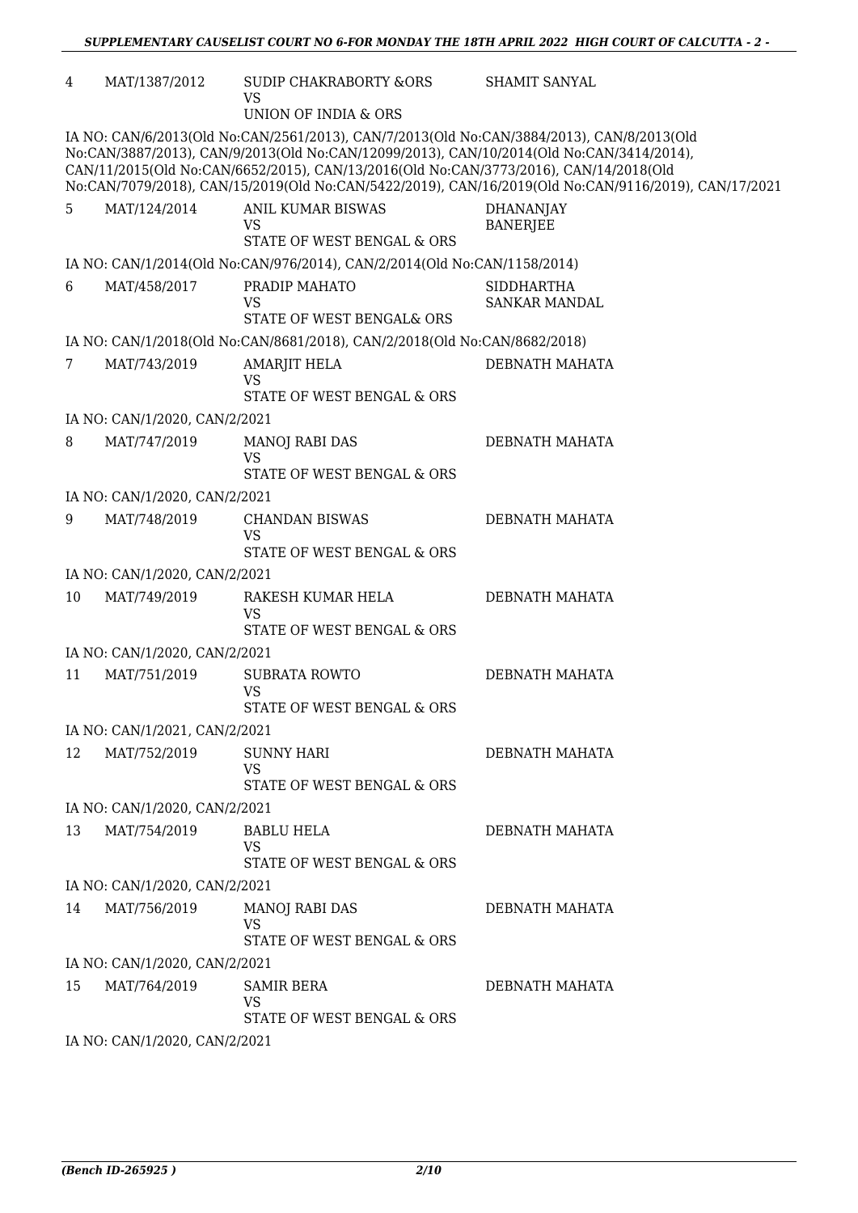| | | | |
|---|---|---|---|
| 4 | MAT/1387/2012 | SUDIP CHAKRABORTY &ORS<br>VS<br>UNION OF INDIA & ORS | SHAMIT SANYAL |

IA NO: CAN/6/2013(Old No:CAN/2561/2013), CAN/7/2013(Old No:CAN/3884/2013), CAN/8/2013(Old No:CAN/3887/2013), CAN/9/2013(Old No:CAN/12099/2013), CAN/10/2014(Old No:CAN/3414/2014), CAN/11/2015(Old No:CAN/6652/2015), CAN/13/2016(Old No:CAN/3773/2016), CAN/14/2018(Old No:CAN/7079/2018), CAN/15/2019(Old No:CAN/5422/2019), CAN/16/2019(Old No:CAN/9116/2019), CAN/17/2021

| | | | |
|---|---|---|---|
| 5 | MAT/124/2014 | ANIL KUMAR BISWAS<br>VS<br>STATE OF WEST BENGAL & ORS | DHANANJAY BANERJEE |

IA NO: CAN/1/2014(Old No:CAN/976/2014), CAN/2/2014(Old No:CAN/1158/2014)

| | | | |
|---|---|---|---|
| 6 | MAT/458/2017 | PRADIP MAHATO<br>VS<br>STATE OF WEST BENGAL& ORS | SIDDHARTHA SANKAR MANDAL |

IA NO: CAN/1/2018(Old No:CAN/8681/2018), CAN/2/2018(Old No:CAN/8682/2018)

| | | | |
|---|---|---|---|
| 7 | MAT/743/2019 | AMARJIT HELA<br>VS<br>STATE OF WEST BENGAL & ORS | DEBNATH MAHATA |

IA NO: CAN/1/2020, CAN/2/2021

| | | | |
|---|---|---|---|
| 8 | MAT/747/2019 | MANOJ RABI DAS<br>VS<br>STATE OF WEST BENGAL & ORS | DEBNATH MAHATA |

IA NO: CAN/1/2020, CAN/2/2021

| | | | |
|---|---|---|---|
| 9 | MAT/748/2019 | CHANDAN BISWAS<br>VS<br>STATE OF WEST BENGAL & ORS | DEBNATH MAHATA |

IA NO: CAN/1/2020, CAN/2/2021

| | | | |
|---|---|---|---|
| 10 | MAT/749/2019 | RAKESH KUMAR HELA<br>VS<br>STATE OF WEST BENGAL & ORS | DEBNATH MAHATA |

IA NO: CAN/1/2020, CAN/2/2021

| | | | |
|---|---|---|---|
| 11 | MAT/751/2019 | SUBRATA ROWTO<br>VS<br>STATE OF WEST BENGAL & ORS | DEBNATH MAHATA |

IA NO: CAN/1/2021, CAN/2/2021

| | | | |
|---|---|---|---|
| 12 | MAT/752/2019 | SUNNY HARI<br>VS<br>STATE OF WEST BENGAL & ORS | DEBNATH MAHATA |

IA NO: CAN/1/2020, CAN/2/2021

| | | | |
|---|---|---|---|
| 13 | MAT/754/2019 | BABLU HELA<br>VS<br>STATE OF WEST BENGAL & ORS | DEBNATH MAHATA |

IA NO: CAN/1/2020, CAN/2/2021

| | | | |
|---|---|---|---|
| 14 | MAT/756/2019 | MANOJ RABI DAS<br>VS<br>STATE OF WEST BENGAL & ORS | DEBNATH MAHATA |

IA NO: CAN/1/2020, CAN/2/2021

| | | | |
|---|---|---|---|
| 15 | MAT/764/2019 | SAMIR BERA<br>VS<br>STATE OF WEST BENGAL & ORS | DEBNATH MAHATA |

IA NO: CAN/1/2020, CAN/2/2021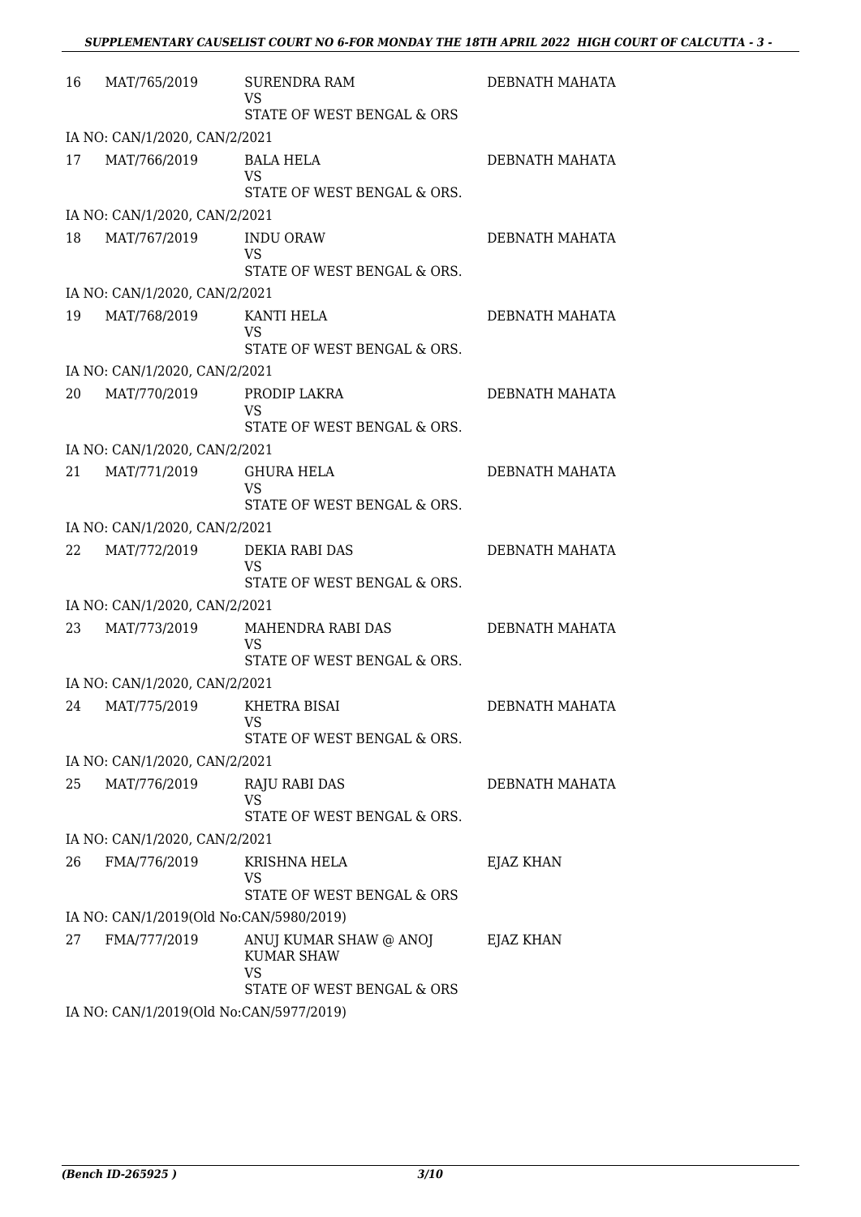| | | | |
|---|---|---|---|
| 16 | MAT/765/2019 | SURENDRA RAM<br>VS<br>STATE OF WEST BENGAL & ORS | DEBNATH MAHATA |
| | IA NO: CAN/1/2020, CAN/2/2021 | | |
| 17 | MAT/766/2019 | BALA HELA<br>VS<br>STATE OF WEST BENGAL & ORS. | DEBNATH MAHATA |
| | IA NO: CAN/1/2020, CAN/2/2021 | | |
| 18 | MAT/767/2019 | INDU ORAW<br>VS<br>STATE OF WEST BENGAL & ORS. | DEBNATH MAHATA |
| | IA NO: CAN/1/2020, CAN/2/2021 | | |
| 19 | MAT/768/2019 | KANTI HELA<br>VS<br>STATE OF WEST BENGAL & ORS. | DEBNATH MAHATA |
| | IA NO: CAN/1/2020, CAN/2/2021 | | |
| 20 | MAT/770/2019 | PRODIP LAKRA<br>VS<br>STATE OF WEST BENGAL & ORS. | DEBNATH MAHATA |
| | IA NO: CAN/1/2020, CAN/2/2021 | | |
| 21 | MAT/771/2019 | GHURA HELA<br>VS<br>STATE OF WEST BENGAL & ORS. | DEBNATH MAHATA |
| | IA NO: CAN/1/2020, CAN/2/2021 | | |
| 22 | MAT/772/2019 | DEKIA RABI DAS<br>VS<br>STATE OF WEST BENGAL & ORS. | DEBNATH MAHATA |
| | IA NO: CAN/1/2020, CAN/2/2021 | | |
| 23 | MAT/773/2019 | MAHENDRA RABI DAS<br>VS<br>STATE OF WEST BENGAL & ORS. | DEBNATH MAHATA |
| | IA NO: CAN/1/2020, CAN/2/2021 | | |
| 24 | MAT/775/2019 | KHETRA BISAI<br>VS<br>STATE OF WEST BENGAL & ORS. | DEBNATH MAHATA |
| | IA NO: CAN/1/2020, CAN/2/2021 | | |
| 25 | MAT/776/2019 | RAJU RABI DAS<br>VS<br>STATE OF WEST BENGAL & ORS. | DEBNATH MAHATA |
| | IA NO: CAN/1/2020, CAN/2/2021 | | |
| 26 | FMA/776/2019 | KRISHNA HELA<br>VS<br>STATE OF WEST BENGAL & ORS | EJAZ KHAN |
| | IA NO: CAN/1/2019(Old No:CAN/5980/2019) | | |
| 27 | FMA/777/2019 | ANUJ KUMAR SHAW @ ANOJ KUMAR SHAW<br>VS<br>STATE OF WEST BENGAL & ORS | EJAZ KHAN |
| | IA NO: CAN/1/2019(Old No:CAN/5977/2019) | | |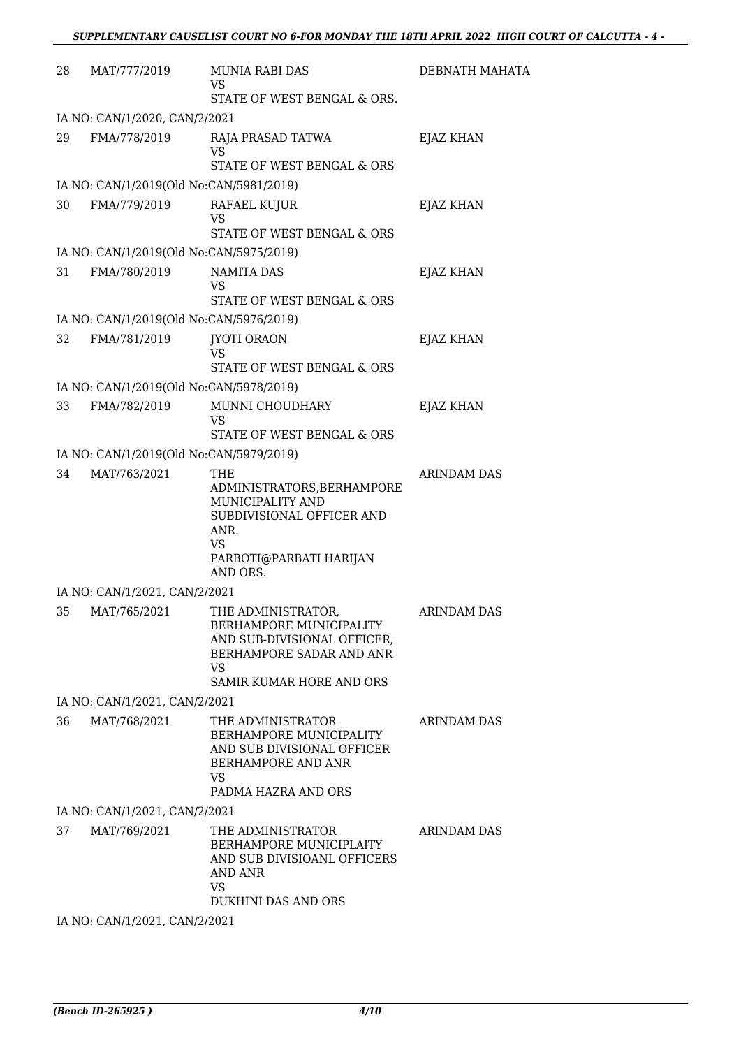| | | | |
|---|---|---|---|
| 28 | MAT/777/2019 | MUNIA RABI DAS<br>VS<br>STATE OF WEST BENGAL & ORS. | DEBNATH MAHATA |
| IA NO: CAN/1/2020, CAN/2/2021 | | | |
| 29 | FMA/778/2019 | RAJA PRASAD TATWA<br>VS<br>STATE OF WEST BENGAL & ORS | EJAZ KHAN |
| IA NO: CAN/1/2019(Old No:CAN/5981/2019) | | | |
| 30 | FMA/779/2019 | RAFAEL KUJUR<br>VS<br>STATE OF WEST BENGAL & ORS | EJAZ KHAN |
| IA NO: CAN/1/2019(Old No:CAN/5975/2019) | | | |
| 31 | FMA/780/2019 | NAMITA DAS<br>VS<br>STATE OF WEST BENGAL & ORS | EJAZ KHAN |
| IA NO: CAN/1/2019(Old No:CAN/5976/2019) | | | |
| 32 | FMA/781/2019 | JYOTI ORAON<br>VS<br>STATE OF WEST BENGAL & ORS | EJAZ KHAN |
| IA NO: CAN/1/2019(Old No:CAN/5978/2019) | | | |
| 33 | FMA/782/2019 | MUNNI CHOUDHARY<br>VS<br>STATE OF WEST BENGAL & ORS | EJAZ KHAN |
| IA NO: CAN/1/2019(Old No:CAN/5979/2019) | | | |
| 34 | MAT/763/2021 | THE ADMINISTRATORS,BERHAMPORE MUNICIPALITY AND SUBDIVISIONAL OFFICER AND ANR.<br>VS<br>PARBOTI@PARBATI HARIJAN AND ORS. | ARINDAM DAS |
| IA NO: CAN/1/2021, CAN/2/2021 | | | |
| 35 | MAT/765/2021 | THE ADMINISTRATOR, BERHAMPORE MUNICIPALITY AND SUB-DIVISIONAL OFFICER, BERHAMPORE SADAR AND ANR<br>VS<br>SAMIR KUMAR HORE AND ORS | ARINDAM DAS |
| IA NO: CAN/1/2021, CAN/2/2021 | | | |
| 36 | MAT/768/2021 | THE ADMINISTRATOR BERHAMPORE MUNICIPALITY AND SUB DIVISIONAL OFFICER BERHAMPORE AND ANR<br>VS<br>PADMA HAZRA AND ORS | ARINDAM DAS |
| IA NO: CAN/1/2021, CAN/2/2021 | | | |
| 37 | MAT/769/2021 | THE ADMINISTRATOR BERHAMPORE MUNICIPLAITY AND SUB DIVISIOANL OFFICERS AND ANR<br>VS<br>DUKHINI DAS AND ORS | ARINDAM DAS |
| IA NO: CAN/1/2021, CAN/2/2021 | | | |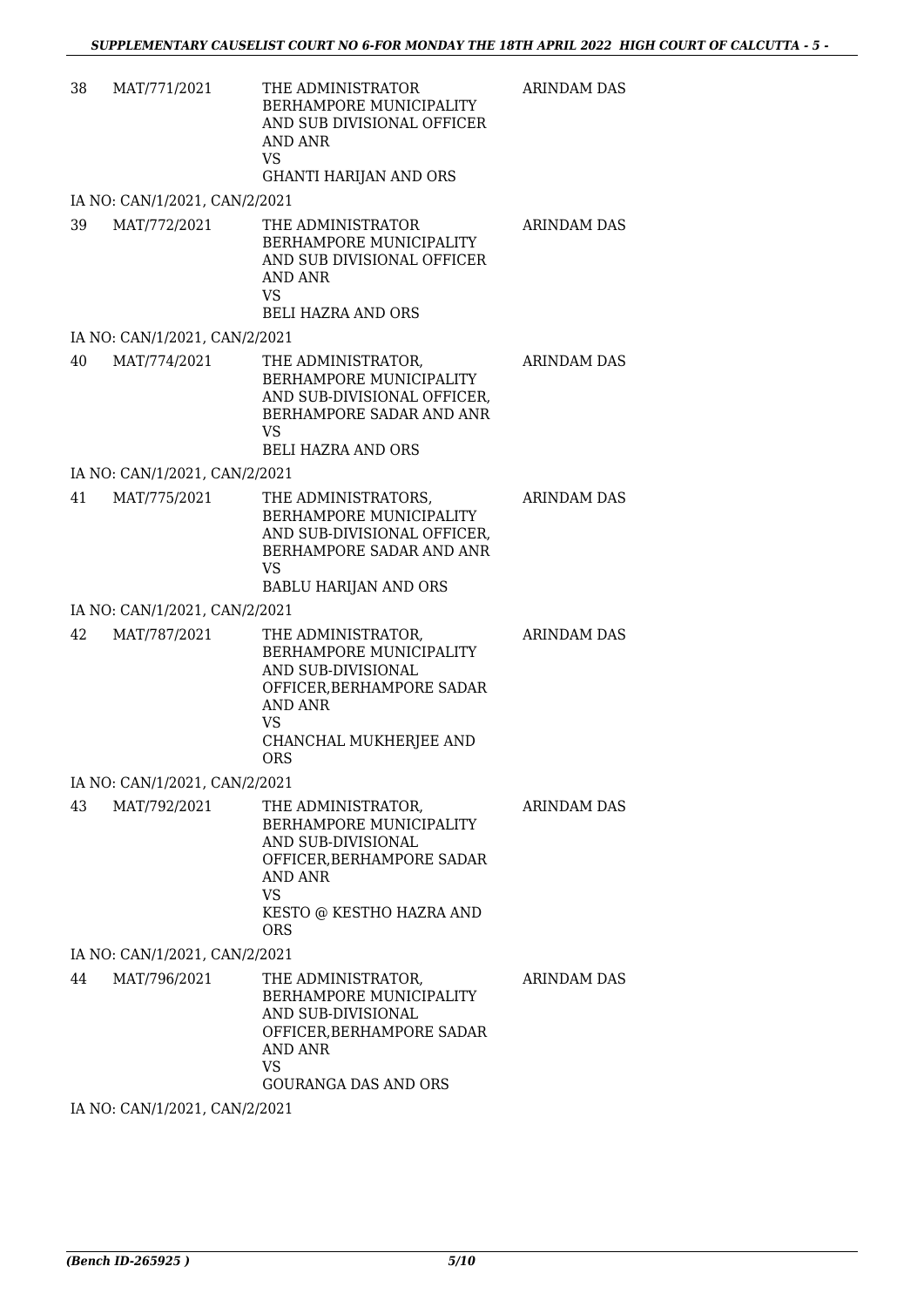| | | | |
|---|---|---|---|
| 38 | MAT/771/2021 | THE ADMINISTRATOR BERHAMPORE MUNICIPALITY AND SUB DIVISIONAL OFFICER AND ANR<br>VS<br>GHANTI HARIJAN AND ORS | ARINDAM DAS |
| IA NO: CAN/1/2021, CAN/2/2021 | | | |
| 39 | MAT/772/2021 | THE ADMINISTRATOR BERHAMPORE MUNICIPALITY AND SUB DIVISIONAL OFFICER AND ANR<br>VS<br>BELI HAZRA AND ORS | ARINDAM DAS |
| IA NO: CAN/1/2021, CAN/2/2021 | | | |
| 40 | MAT/774/2021 | THE ADMINISTRATOR, BERHAMPORE MUNICIPALITY AND SUB-DIVISIONAL OFFICER, BERHAMPORE SADAR AND ANR<br>VS<br>BELI HAZRA AND ORS | ARINDAM DAS |
| IA NO: CAN/1/2021, CAN/2/2021 | | | |
| 41 | MAT/775/2021 | THE ADMINISTRATORS, BERHAMPORE MUNICIPALITY AND SUB-DIVISIONAL OFFICER, BERHAMPORE SADAR AND ANR<br>VS<br>BABLU HARIJAN AND ORS | ARINDAM DAS |
| IA NO: CAN/1/2021, CAN/2/2021 | | | |
| 42 | MAT/787/2021 | THE ADMINISTRATOR, BERHAMPORE MUNICIPALITY AND SUB-DIVISIONAL OFFICER,BERHAMPORE SADAR AND ANR<br>VS<br>CHANCHAL MUKHERJEE AND ORS | ARINDAM DAS |
| IA NO: CAN/1/2021, CAN/2/2021 | | | |
| 43 | MAT/792/2021 | THE ADMINISTRATOR, BERHAMPORE MUNICIPALITY AND SUB-DIVISIONAL OFFICER,BERHAMPORE SADAR AND ANR<br>VS<br>KESTO @ KESTHO HAZRA AND ORS | ARINDAM DAS |
| IA NO: CAN/1/2021, CAN/2/2021 | | | |
| 44 | MAT/796/2021 | THE ADMINISTRATOR, BERHAMPORE MUNICIPALITY AND SUB-DIVISIONAL OFFICER,BERHAMPORE SADAR AND ANR<br>VS<br>GOURANGA DAS AND ORS | ARINDAM DAS |
| IA NO: CAN/1/2021, CAN/2/2021 | | | |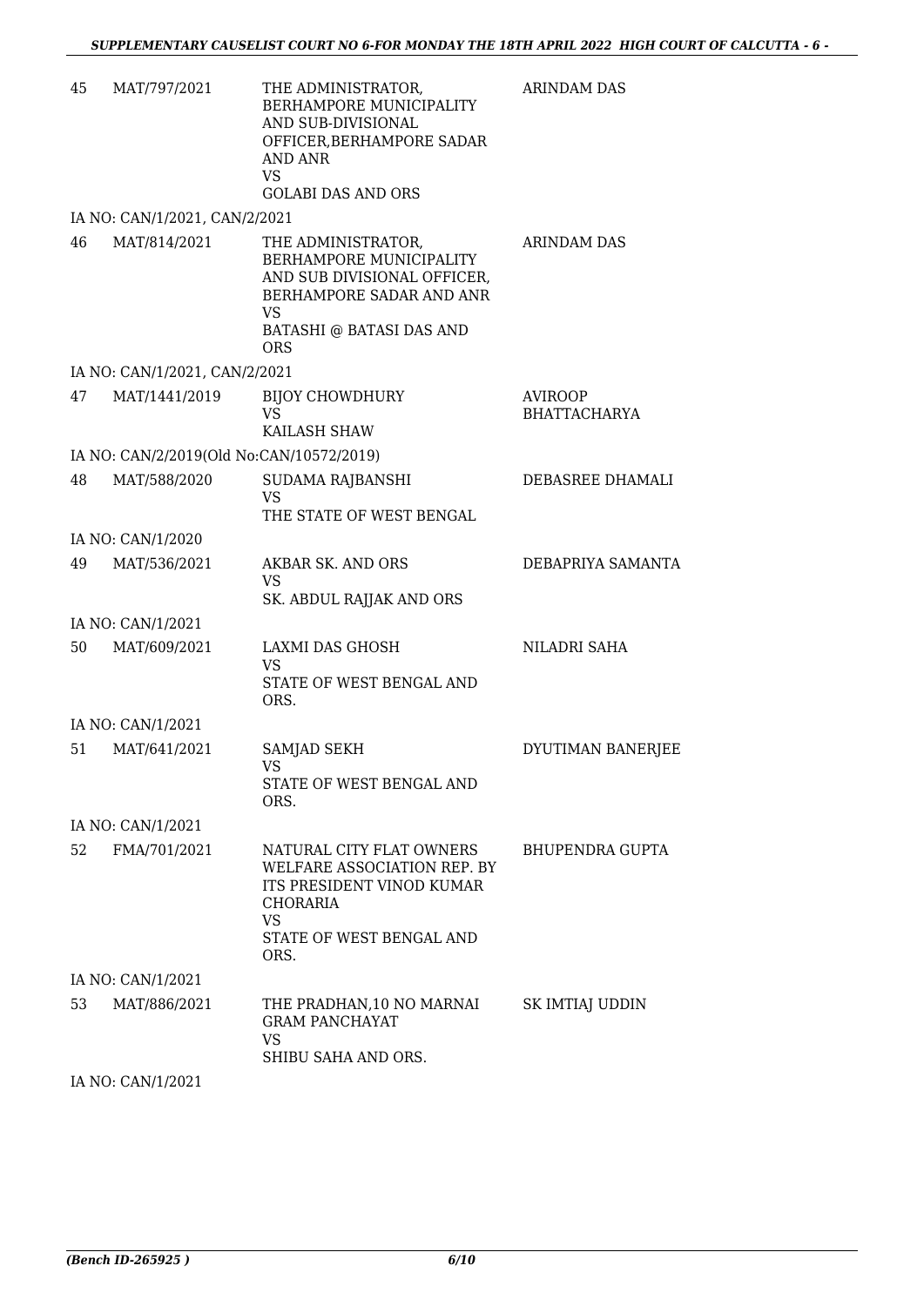| | | | |
|---|---|---|---|
| 45 | MAT/797/2021 | THE ADMINISTRATOR, BERHAMPORE MUNICIPALITY AND SUB-DIVISIONAL OFFICER,BERHAMPORE SADAR AND ANR<br>VS<br>GOLABI DAS AND ORS | ARINDAM DAS |
| | IA NO: CAN/1/2021, CAN/2/2021 | | |
| 46 | MAT/814/2021 | THE ADMINISTRATOR, BERHAMPORE MUNICIPALITY AND SUB DIVISIONAL OFFICER, BERHAMPORE SADAR AND ANR<br>VS<br>BATASHI @ BATASI DAS AND ORS | ARINDAM DAS |
| | IA NO: CAN/1/2021, CAN/2/2021 | | |
| 47 | MAT/1441/2019 | BIJOY CHOWDHURY<br>VS<br>KAILASH SHAW | AVIROOP BHATTACHARYA |
| | IA NO: CAN/2/2019(Old No:CAN/10572/2019) | | |
| 48 | MAT/588/2020 | SUDAMA RAJBANSHI<br>VS<br>THE STATE OF WEST BENGAL | DEBASREE DHAMALI |
| | IA NO: CAN/1/2020 | | |
| 49 | MAT/536/2021 | AKBAR SK. AND ORS<br>VS<br>SK. ABDUL RAJJAK AND ORS | DEBAPRIYA SAMANTA |
| | IA NO: CAN/1/2021 | | |
| 50 | MAT/609/2021 | LAXMI DAS GHOSH<br>VS<br>STATE OF WEST BENGAL AND ORS. | NILADRI SAHA |
| | IA NO: CAN/1/2021 | | |
| 51 | MAT/641/2021 | SAMJAD SEKH<br>VS<br>STATE OF WEST BENGAL AND ORS. | DYUTIMAN BANERJEE |
| | IA NO: CAN/1/2021 | | |
| 52 | FMA/701/2021 | NATURAL CITY FLAT OWNERS WELFARE ASSOCIATION REP. BY ITS PRESIDENT VINOD KUMAR CHORARIA<br>VS<br>STATE OF WEST BENGAL AND ORS. | BHUPENDRA GUPTA |
| | IA NO: CAN/1/2021 | | |
| 53 | MAT/886/2021 | THE PRADHAN,10 NO MARNAI GRAM PANCHAYAT<br>VS<br>SHIBU SAHA AND ORS. | SK IMTIAJ UDDIN |
| | IA NO: CAN/1/2021 | | |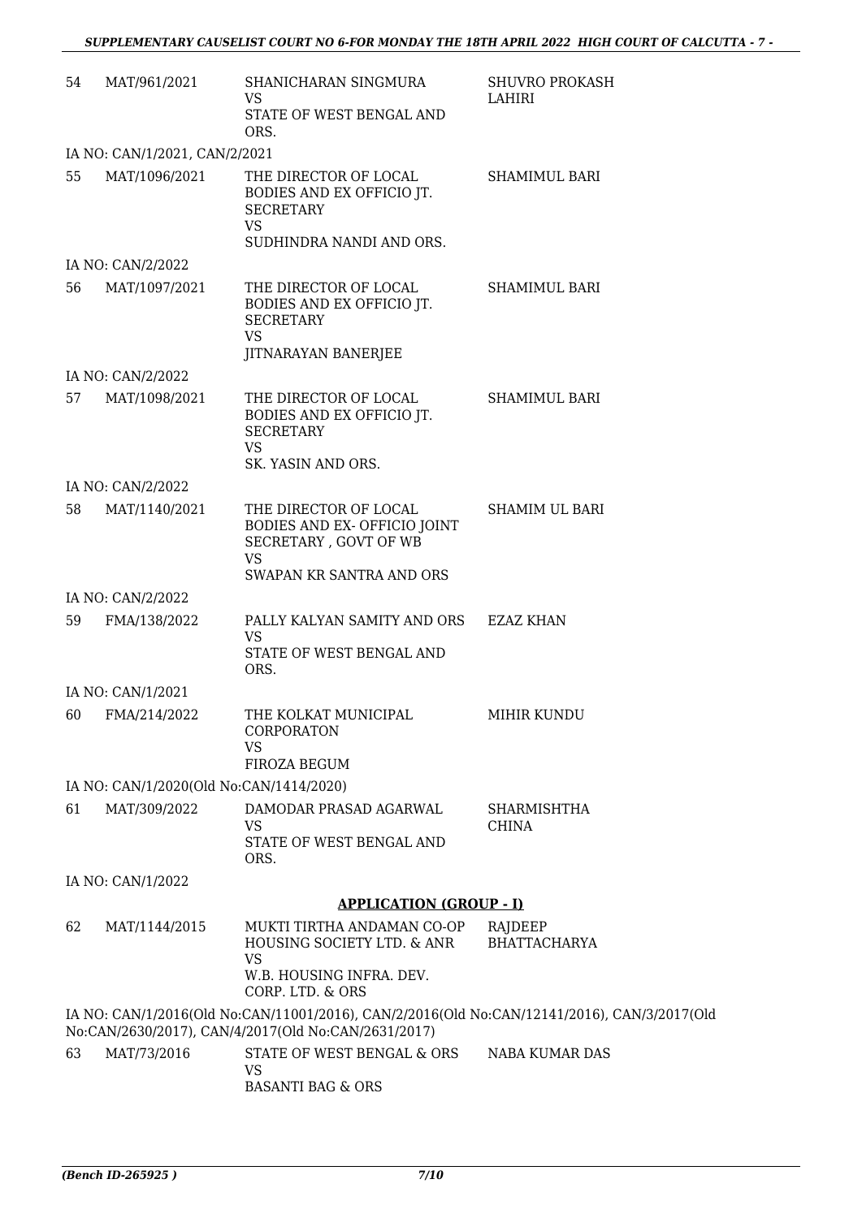| 54 | MAT/961/2021 | SHANICHARAN SINGMURA<br>VS<br>STATE OF WEST BENGAL AND ORS. | SHUVRO PROKASH LAHIRI |
|---|---|---|---|

IA NO: CAN/1/2021, CAN/2/2021

| 55 | MAT/1096/2021 | THE DIRECTOR OF LOCAL BODIES AND EX OFFICIO JT. SECRETARY<br>VS<br>SUDHINDRA NANDI AND ORS. | SHAMIMUL BARI |
|---|---|---|---|

IA NO: CAN/2/2022

| 56 | MAT/1097/2021 | THE DIRECTOR OF LOCAL BODIES AND EX OFFICIO JT. SECRETARY<br>VS<br>JITNARAYAN BANERJEE | SHAMIMUL BARI |
|---|---|---|---|

IA NO: CAN/2/2022

| 57 | MAT/1098/2021 | THE DIRECTOR OF LOCAL BODIES AND EX OFFICIO JT. SECRETARY<br>VS<br>SK. YASIN AND ORS. | SHAMIMUL BARI |
|---|---|---|---|

IA NO: CAN/2/2022

| 58 | MAT/1140/2021 | THE DIRECTOR OF LOCAL BODIES AND EX- OFFICIO JOINT SECRETARY , GOVT OF WB<br>VS<br>SWAPAN KR SANTRA AND ORS | SHAMIM UL BARI |
|---|---|---|---|

IA NO: CAN/2/2022

| 59 | FMA/138/2022 | PALLY KALYAN SAMITY AND ORS<br>VS<br>STATE OF WEST BENGAL AND ORS. | EZAZ KHAN |
|---|---|---|---|

IA NO: CAN/1/2021

| 60 | FMA/214/2022 | THE KOLKAT MUNICIPAL CORPORATON<br>VS<br>FIROZA BEGUM | MIHIR KUNDU |
|---|---|---|---|

IA NO: CAN/1/2020(Old No:CAN/1414/2020)

| 61 | MAT/309/2022 | DAMODAR PRASAD AGARWAL<br>VS<br>STATE OF WEST BENGAL AND ORS. | SHARMISHTHA CHINA |
|---|---|---|---|

IA NO: CAN/1/2022

**APPLICATION (GROUP - I)**

| 62 | MAT/1144/2015 | MUKTI TIRTHA ANDAMAN CO-OP HOUSING SOCIETY LTD. & ANR<br>VS<br>W.B. HOUSING INFRA. DEV. CORP. LTD. & ORS | RAJDEEP BHATTACHARYA |
|---|---|---|---|

IA NO: CAN/1/2016(Old No:CAN/11001/2016), CAN/2/2016(Old No:CAN/12141/2016), CAN/3/2017(Old No:CAN/2630/2017), CAN/4/2017(Old No:CAN/2631/2017)

| 63 | MAT/73/2016 | STATE OF WEST BENGAL & ORS<br>VS<br>BASANTI BAG & ORS | NABA KUMAR DAS |
|---|---|---|---|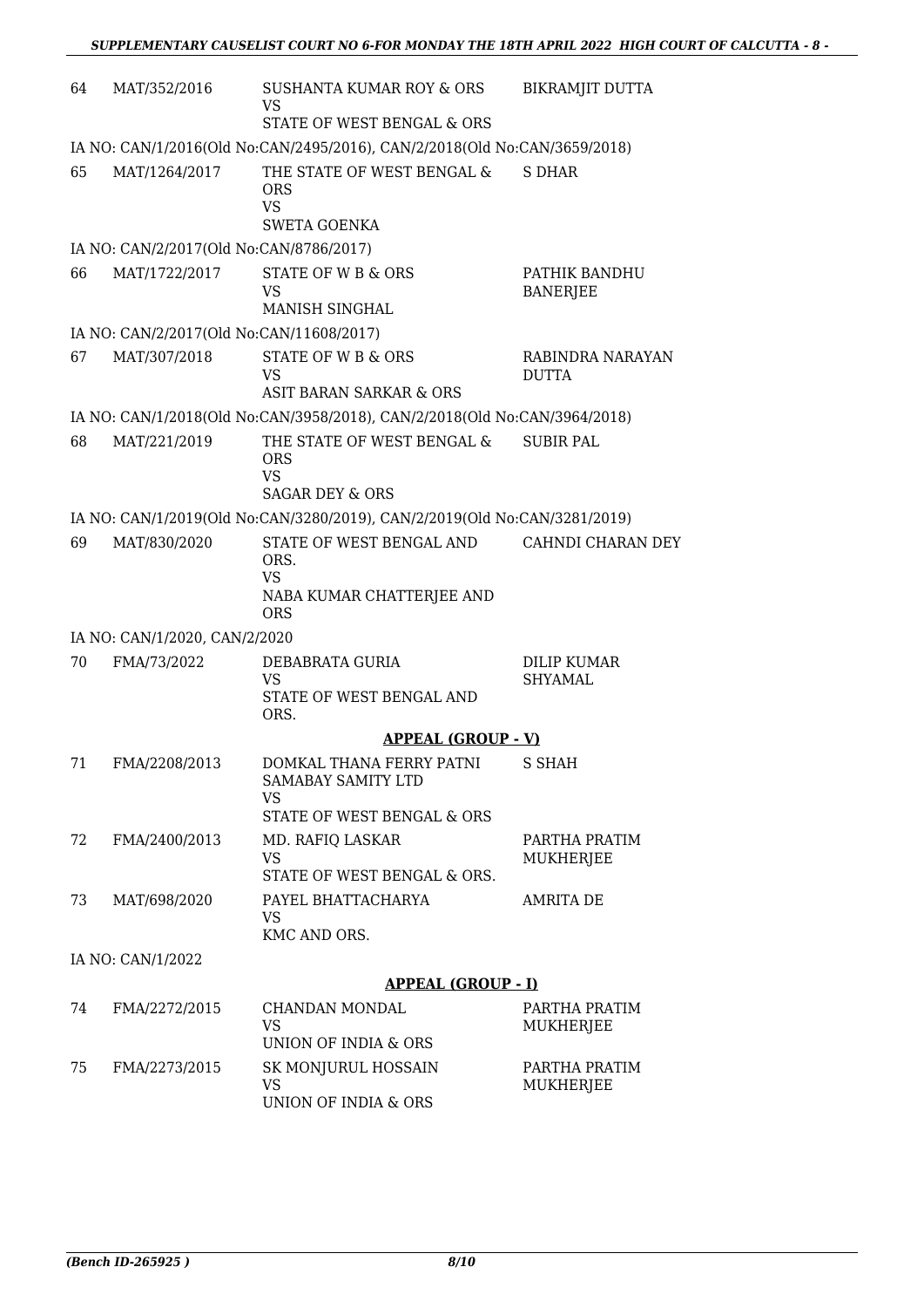| | | | |
|---|---|---|---|
| 64 | MAT/352/2016 | SUSHANTA KUMAR ROY & ORS<br>VS<br>STATE OF WEST BENGAL & ORS | BIKRAMJIT DUTTA |

IA NO: CAN/1/2016(Old No:CAN/2495/2016), CAN/2/2018(Old No:CAN/3659/2018)

| | | | |
|---|---|---|---|
| 65 | MAT/1264/2017 | THE STATE OF WEST BENGAL & ORS<br>VS<br>SWETA GOENKA | S DHAR |

IA NO: CAN/2/2017(Old No:CAN/8786/2017)

| | | | |
|---|---|---|---|
| 66 | MAT/1722/2017 | STATE OF W B & ORS<br>VS<br>MANISH SINGHAL | PATHIK BANDHU BANERJEE |

IA NO: CAN/2/2017(Old No:CAN/11608/2017)

| | | | |
|---|---|---|---|
| 67 | MAT/307/2018 | STATE OF W B & ORS<br>VS<br>ASIT BARAN SARKAR & ORS | RABINDRA NARAYAN DUTTA |

IA NO: CAN/1/2018(Old No:CAN/3958/2018), CAN/2/2018(Old No:CAN/3964/2018)

| | | | |
|---|---|---|---|
| 68 | MAT/221/2019 | THE STATE OF WEST BENGAL & ORS<br>VS<br>SAGAR DEY & ORS | SUBIR PAL |

IA NO: CAN/1/2019(Old No:CAN/3280/2019), CAN/2/2019(Old No:CAN/3281/2019)

| | | | |
|---|---|---|---|
| 69 | MAT/830/2020 | STATE OF WEST BENGAL AND ORS.<br>VS<br>NABA KUMAR CHATTERJEE AND ORS | CAHNDI CHARAN DEY |

IA NO: CAN/1/2020, CAN/2/2020

| | | | |
|---|---|---|---|
| 70 | FMA/73/2022 | DEBABRATA GURIA<br>VS<br>STATE OF WEST BENGAL AND ORS. | DILIP KUMAR SHYAMAL |

**APPEAL (GROUP - V)**

| | | | |
|---|---|---|---|
| 71 | FMA/2208/2013 | DOMKAL THANA FERRY PATNI SAMABAY SAMITY LTD<br>VS<br>STATE OF WEST BENGAL & ORS | S SHAH |
| 72 | FMA/2400/2013 | MD. RAFIQ LASKAR<br>VS<br>STATE OF WEST BENGAL & ORS. | PARTHA PRATIM MUKHERJEE |
| 73 | MAT/698/2020 | PAYEL BHATTACHARYA<br>VS<br>KMC AND ORS. | AMRITA DE |

IA NO: CAN/1/2022

**APPEAL (GROUP - I)**

| | | | |
|---|---|---|---|
| 74 | FMA/2272/2015 | CHANDAN MONDAL<br>VS<br>UNION OF INDIA & ORS | PARTHA PRATIM MUKHERJEE |
| 75 | FMA/2273/2015 | SK MONJURUL HOSSAIN<br>VS<br>UNION OF INDIA & ORS | PARTHA PRATIM MUKHERJEE |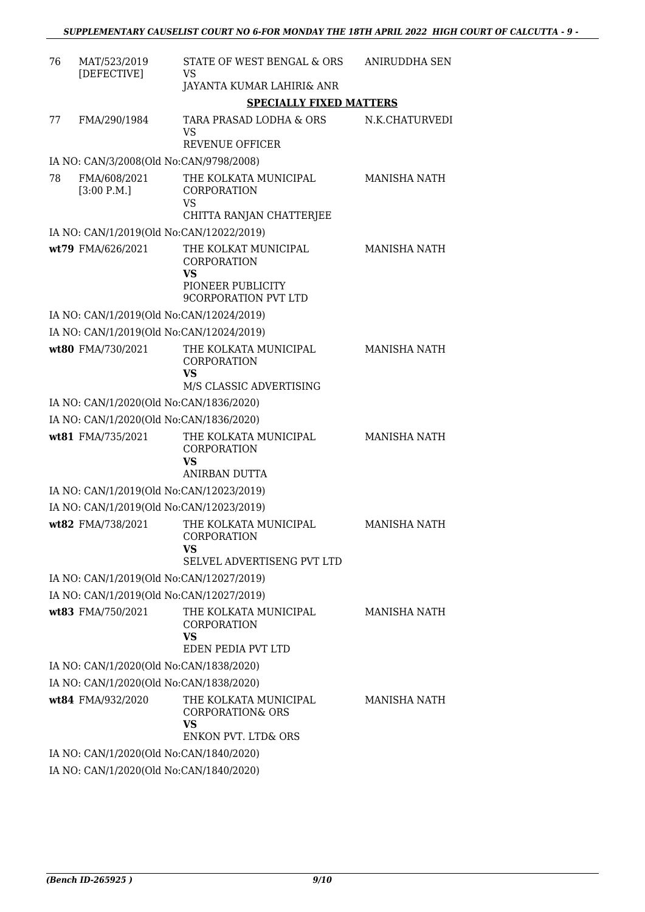| | | | |
|---|---|---|---|
| 76 | MAT/523/2019 [DEFECTIVE] | STATE OF WEST BENGAL & ORS<br>VS<br>JAYANTA KUMAR LAHIRI& ANR | ANIRUDDHA SEN |

**SPECIALLY FIXED MATTERS**

| | | | |
|---|---|---|---|
| 77 | FMA/290/1984 | TARA PRASAD LODHA & ORS<br>VS<br>REVENUE OFFICER | N.K.CHATURVEDI |

IA NO: CAN/3/2008(Old No:CAN/9798/2008)

| | | | |
|---|---|---|---|
| 78 | FMA/608/2021 [3:00 P.M.] | THE KOLKATA MUNICIPAL CORPORATION<br>VS<br>CHITTA RANJAN CHATTERJEE | MANISHA NATH |

IA NO: CAN/1/2019(Old No:CAN/12022/2019)

| | | | |
|---|---|---|---|
| **wt79** | FMA/626/2021 | THE KOLKAT MUNICIPAL CORPORATION<br>**VS**<br>PIONEER PUBLICITY 9CORPORATION PVT LTD | MANISHA NATH |

IA NO: CAN/1/2019(Old No:CAN/12024/2019)

IA NO: CAN/1/2019(Old No:CAN/12024/2019)

| | | | |
|---|---|---|---|
| **wt80** | FMA/730/2021 | THE KOLKATA MUNICIPAL CORPORATION<br>**VS**<br>M/S CLASSIC ADVERTISING | MANISHA NATH |

IA NO: CAN/1/2020(Old No:CAN/1836/2020)

IA NO: CAN/1/2020(Old No:CAN/1836/2020)

| | | | |
|---|---|---|---|
| **wt81** | FMA/735/2021 | THE KOLKATA MUNICIPAL CORPORATION<br>**VS**<br>ANIRBAN DUTTA | MANISHA NATH |

IA NO: CAN/1/2019(Old No:CAN/12023/2019)

IA NO: CAN/1/2019(Old No:CAN/12023/2019)

| | | | |
|---|---|---|---|
| **wt82** | FMA/738/2021 | THE KOLKATA MUNICIPAL CORPORATION<br>**VS**<br>SELVEL ADVERTISENG PVT LTD | MANISHA NATH |

IA NO: CAN/1/2019(Old No:CAN/12027/2019)

IA NO: CAN/1/2019(Old No:CAN/12027/2019)

| | | | |
|---|---|---|---|
| **wt83** | FMA/750/2021 | THE KOLKATA MUNICIPAL CORPORATION<br>**VS**<br>EDEN PEDIA PVT LTD | MANISHA NATH |

IA NO: CAN/1/2020(Old No:CAN/1838/2020)

IA NO: CAN/1/2020(Old No:CAN/1838/2020)

| | | | |
|---|---|---|---|
| **wt84** | FMA/932/2020 | THE KOLKATA MUNICIPAL CORPORATION& ORS<br>**VS**<br>ENKON PVT. LTD& ORS | MANISHA NATH |

IA NO: CAN/1/2020(Old No:CAN/1840/2020)

IA NO: CAN/1/2020(Old No:CAN/1840/2020)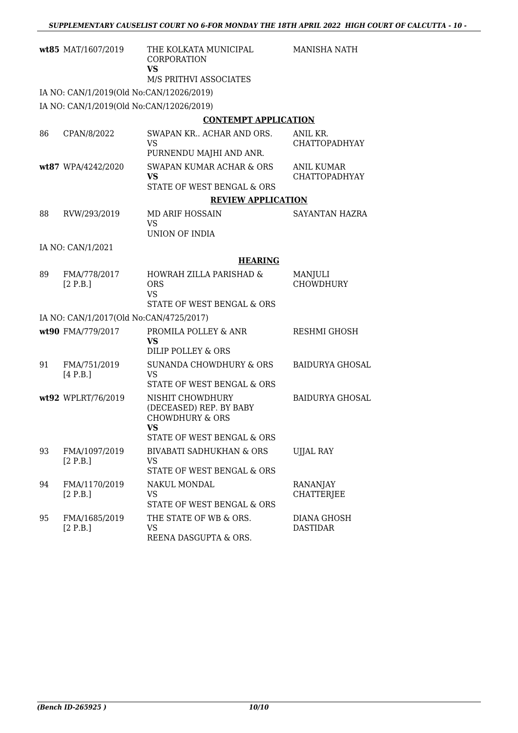| | | | |
|---|---|---|---|
| **wt85** | MAT/1607/2019 | THE KOLKATA MUNICIPAL CORPORATION<br>**VS**<br>M/S PRITHVI ASSOCIATES | MANISHA NATH |

IA NO: CAN/1/2019(Old No:CAN/12026/2019)

IA NO: CAN/1/2019(Old No:CAN/12026/2019)

**CONTEMPT APPLICATION**

| | | | |
|---|---|---|---|
| 86 | CPAN/8/2022 | SWAPAN KR.. ACHAR AND ORS.<br>VS<br>PURNENDU MAJHI AND ANR. | ANIL KR. CHATTOPADHYAY |
| **wt87** | WPA/4242/2020 | SWAPAN KUMAR ACHAR & ORS<br>**VS**<br>STATE OF WEST BENGAL & ORS | ANIL KUMAR CHATTOPADHYAY |

**REVIEW APPLICATION**

| | | | |
|---|---|---|---|
| 88 | RVW/293/2019 | MD ARIF HOSSAIN<br>VS<br>UNION OF INDIA | SAYANTAN HAZRA |

IA NO: CAN/1/2021

**HEARING**

| | | | |
|---|---|---|---|
| 89 | FMA/778/2017<br>[2 P.B.] | HOWRAH ZILLA PARISHAD & ORS<br>VS<br>STATE OF WEST BENGAL & ORS | MANJULI CHOWDHURY |

IA NO: CAN/1/2017(Old No:CAN/4725/2017)

| | | | |
|---|---|---|---|
| **wt90** | FMA/779/2017 | PROMILA POLLEY & ANR<br>**VS**<br>DILIP POLLEY & ORS | RESHMI GHOSH |
| 91 | FMA/751/2019<br>[4 P.B.] | SUNANDA CHOWDHURY & ORS<br>VS<br>STATE OF WEST BENGAL & ORS | BAIDURYA GHOSAL |
| **wt92** | WPLRT/76/2019 | NISHIT CHOWDHURY (DECEASED) REP. BY BABY CHOWDHURY & ORS<br>**VS**<br>STATE OF WEST BENGAL & ORS | BAIDURYA GHOSAL |
| 93 | FMA/1097/2019<br>[2 P.B.] | BIVABATI SADHUKHAN & ORS<br>VS<br>STATE OF WEST BENGAL & ORS | UJJAL RAY |
| 94 | FMA/1170/2019<br>[2 P.B.] | NAKUL MONDAL<br>VS<br>STATE OF WEST BENGAL & ORS | RANANJAY CHATTERJEE |
| 95 | FMA/1685/2019<br>[2 P.B.] | THE STATE OF WB & ORS.<br>VS<br>REENA DASGUPTA & ORS. | DIANA GHOSH DASTIDAR |